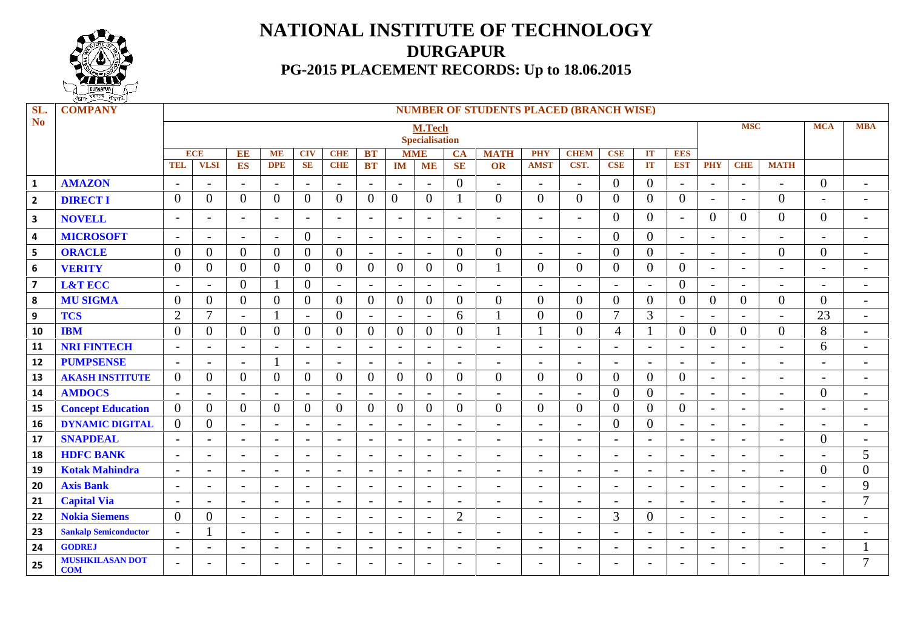# NATIONAL INSTITUTE OF TECHNOLOGY
## DURGAPUR
### PG-2015 PLACEMENT RECORDS: Up to 18.06.2015

| SL. No | COMPANY | NUMBER OF STUDENTS PLACED (BRANCH WISE) | | | | | | | | | | | | | | | | | | | | |
|---|---|---|---|---|---|---|---|---|---|---|---|---|---|---|---|---|---|---|---|---|---|---|
| | | M.Tech Specialisation | | | | | | | | | | | | | | | | MSC | | | MCA | MBA |
| | | ECE | | EE | ME | CIV | CHE | BT | MME | | CA | MATH | PHY | CHEM | CSE | IT | EES | | | | | |
| | | TEL | VLSI | ES | DPE | SE | CHE | BT | IM | ME | SE | OR | AMST | CST. | CSE | IT | EST | PHY | CHE | MATH | | |
| 1 | AMAZON | - | - | - | - | - | - | - | - | - | 0 | - | - | - | 0 | 0 | - | - | - | - | 0 | - |
| 2 | DIRECT I | 0 | 0 | 0 | 0 | 0 | 0 | 0 | 0 | 0 | 1 | 0 | 0 | 0 | 0 | 0 | 0 | - | - | 0 | - | - |
| 3 | NOVELL | - | - | - | - | - | - | - | - | - | - | - | - | - | 0 | 0 | - | 0 | 0 | 0 | 0 | - |
| 4 | MICROSOFT | - | - | - | - | 0 | - | - | - | - | - | - | - | - | 0 | 0 | - | - | - | - | - | - |
| 5 | ORACLE | 0 | 0 | 0 | 0 | 0 | 0 | - | - | - | 0 | 0 | - | - | 0 | 0 | - | - | - | 0 | 0 | - |
| 6 | VERITY | 0 | 0 | 0 | 0 | 0 | 0 | 0 | 0 | 0 | 0 | 1 | 0 | 0 | 0 | 0 | 0 | - | - | - | - | - |
| 7 | L&T ECC | - | - | 0 | 1 | 0 | - | - | - | - | - | - | - | - | - | - | 0 | - | - | - | - | - |
| 8 | MU SIGMA | 0 | 0 | 0 | 0 | 0 | 0 | 0 | 0 | 0 | 0 | 0 | 0 | 0 | 0 | 0 | 0 | 0 | 0 | 0 | 0 | - |
| 9 | TCS | 2 | 7 | - | 1 | - | 0 | - | - | - | 6 | 1 | 0 | 0 | 7 | 3 | - | - | - | - | 23 | - |
| 10 | IBM | 0 | 0 | 0 | 0 | 0 | 0 | 0 | 0 | 0 | 0 | 1 | 1 | 0 | 4 | 1 | 0 | 0 | 0 | 0 | 8 | - |
| 11 | NRI FINTECH | - | - | - | - | - | - | - | - | - | - | - | - | - | - | - | - | - | - | - | 6 | - |
| 12 | PUMPSENSE | - | - | - | 1 | - | - | - | - | - | - | - | - | - | - | - | - | - | - | - | - | - |
| 13 | AKASH INSTITUTE | 0 | 0 | 0 | 0 | 0 | 0 | 0 | 0 | 0 | 0 | 0 | 0 | 0 | 0 | 0 | 0 | - | - | - | - | - |
| 14 | AMDOCS | - | - | - | - | - | - | - | - | - | - | - | - | - | 0 | 0 | - | - | - | - | 0 | - |
| 15 | Concept Education | 0 | 0 | 0 | 0 | 0 | 0 | 0 | 0 | 0 | 0 | 0 | 0 | 0 | 0 | 0 | 0 | - | - | - | - | - |
| 16 | DYNAMIC DIGITAL | 0 | 0 | - | - | - | - | - | - | - | - | - | - | - | 0 | 0 | - | - | - | - | - | - |
| 17 | SNAPDEAL | - | - | - | - | - | - | - | - | - | - | - | - | - | - | - | - | - | - | - | 0 | - |
| 18 | HDFC BANK | - | - | - | - | - | - | - | - | - | - | - | - | - | - | - | - | - | - | - | - | 5 |
| 19 | Kotak Mahindra | - | - | - | - | - | - | - | - | - | - | - | - | - | - | - | - | - | - | - | 0 | 0 |
| 20 | Axis Bank | - | - | - | - | - | - | - | - | - | - | - | - | - | - | - | - | - | - | - | - | 9 |
| 21 | Capital Via | - | - | - | - | - | - | - | - | - | - | - | - | - | - | - | - | - | - | - | - | 7 |
| 22 | Nokia Siemens | 0 | 0 | - | - | - | - | - | - | - | 2 | - | - | - | 3 | 0 | - | - | - | - | - | - |
| 23 | Sankalp Semiconductor | - | 1 | - | - | - | - | - | - | - | - | - | - | - | - | - | - | - | - | - | - | - |
| 24 | GODREJ | - | - | - | - | - | - | - | - | - | - | - | - | - | - | - | - | - | - | - | - | 1 |
| 25 | MUSHKILASAN DOT COM | - | - | - | - | - | - | - | - | - | - | - | - | - | - | - | - | - | - | - | - | 7 |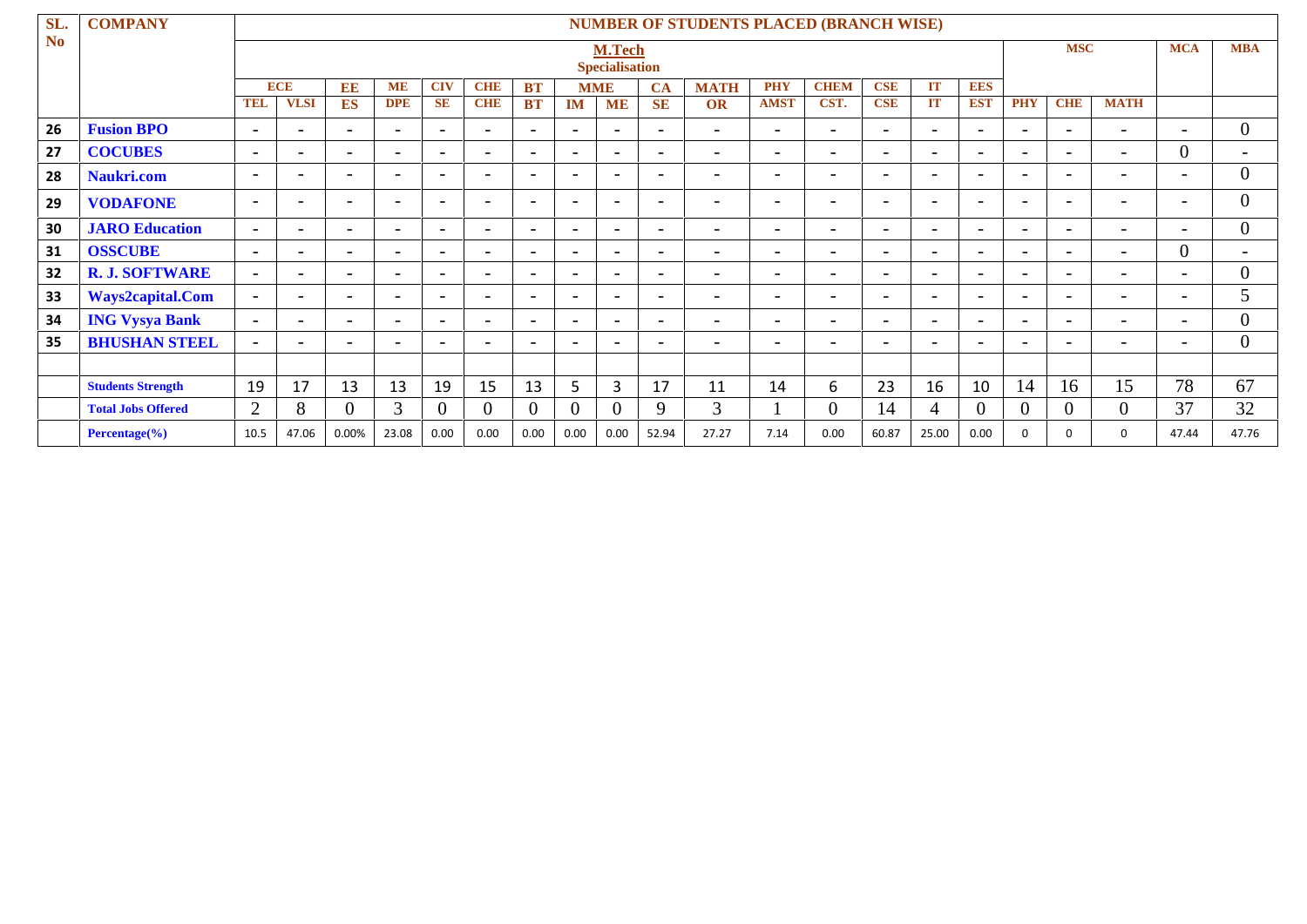| SL. No | COMPANY | NUMBER OF STUDENTS PLACED (BRANCH WISE) | | | | | | | | | | | | | | | | | | | | |
|---|---|---|---|---|---|---|---|---|---|---|---|---|---|---|---|---|---|---|---|---|---|---|
| | | M.Tech Specialisation | | | | | | | | | | | | | | | | MSC | | | MCA | MBA |
| | | ECE | | EE | ME | CIV | CHE | BT | MME | | CA | MATH | PHY | CHEM | CSE | IT | EES | | | | | |
| | | TEL | VLSI | ES | DPE | SE | CHE | BT | IM | ME | SE | OR | AMST | CST. | CSE | IT | EST | PHY | CHE | MATH | | |
| 26 | Fusion BPO | - | - | - | - | - | - | - | - | - | - | - | - | - | - | - | - | - | - | - | - | 0 |
| 27 | COCUBES | - | - | - | - | - | - | - | - | - | - | - | - | - | - | - | - | - | - | - | 0 | - |
| 28 | Naukri.com | - | - | - | - | - | - | - | - | - | - | - | - | - | - | - | - | - | - | - | - | 0 |
| 29 | VODAFONE | - | - | - | - | - | - | - | - | - | - | - | - | - | - | - | - | - | - | - | - | 0 |
| 30 | JARO Education | - | - | - | - | - | - | - | - | - | - | - | - | - | - | - | - | - | - | - | - | 0 |
| 31 | OSSCUBE | - | - | - | - | - | - | - | - | - | - | - | - | - | - | - | - | - | - | - | 0 | - |
| 32 | R. J. SOFTWARE | - | - | - | - | - | - | - | - | - | - | - | - | - | - | - | - | - | - | - | - | 0 |
| 33 | Ways2capital.Com | - | - | - | - | - | - | - | - | - | - | - | - | - | - | - | - | - | - | - | - | 5 |
| 34 | ING Vysya Bank | - | - | - | - | - | - | - | - | - | - | - | - | - | - | - | - | - | - | - | - | 0 |
| 35 | BHUSHAN STEEL | - | - | - | - | - | - | - | - | - | - | - | - | - | - | - | - | - | - | - | - | 0 |
| | | | | | | | | | | | | | | | | | | | | | | |
| | Students Strength | 19 | 17 | 13 | 13 | 19 | 15 | 13 | 5 | 3 | 17 | 11 | 14 | 6 | 23 | 16 | 10 | 14 | 16 | 15 | 78 | 67 |
| | Total Jobs Offered | 2 | 8 | 0 | 3 | 0 | 0 | 0 | 0 | 0 | 9 | 3 | 1 | 0 | 14 | 4 | 0 | 0 | 0 | 0 | 37 | 32 |
| | Percentage(%) | 10.5 | 47.06 | 0.00% | 23.08 | 0.00 | 0.00 | 0.00 | 0.00 | 0.00 | 52.94 | 27.27 | 7.14 | 0.00 | 60.87 | 25.00 | 0.00 | 0 | 0 | 0 | 47.44 | 47.76 |